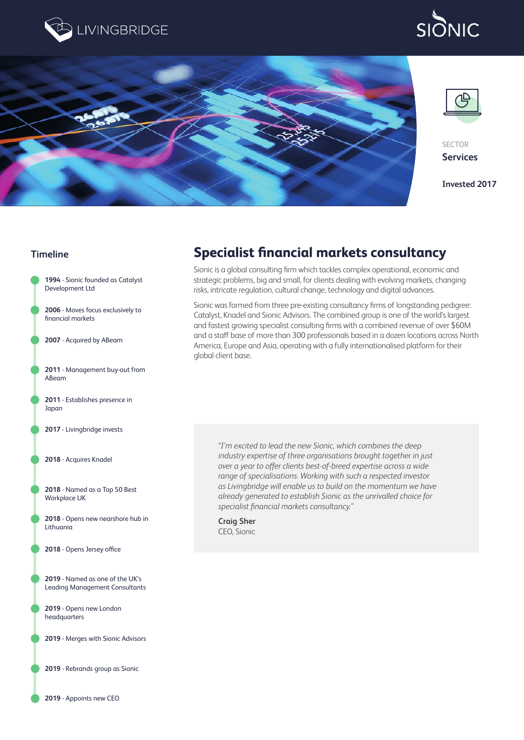LIVINGBRIDGE

SIONIC

SECTOR
**Services**

**Invested 2017**

## Timeline

- **1994** - Sionic founded as Catalyst Development Ltd
- **2006** - Moves focus exclusively to financial markets
- **2007** - Acquired by ABeam
- **2011** - Management buy-out from ABeam
- **2011** - Establishes presence in Japan
- **2017** - Livingbridge invests
- **2018** - Acquires Knadel
- **2018** - Named as a Top 50 Best Workplace UK
- **2018** - Opens new nearshore hub in Lithuania
- **2018** - Opens Jersey office
- **2019** - Named as one of the UK's Leading Management Consultants
- **2019** - Opens new London headquarters
- **2019** - Merges with Sionic Advisors
- **2019** - Rebrands group as Sionic
- **2019** - Appoints new CEO

# Specialist financial markets consultancy

Sionic is a global consulting firm which tackles complex operational, economic and strategic problems, big and small, for clients dealing with evolving markets, changing risks, intricate regulation, cultural change, technology and digital advances.

Sionic was formed from three pre-existing consultancy firms of longstanding pedigree: Catalyst, Knadel and Sionic Advisors. The combined group is one of the world's largest and fastest growing specialist consulting firms with a combined revenue of over $60M and a staff base of more than 300 professionals based in a dozen locations across North America, Europe and Asia, operating with a fully internationalised platform for their global client base.

> *"I'm excited to lead the new Sionic, which combines the deep industry expertise of three organisations brought together in just over a year to offer clients best-of-breed expertise across a wide range of specialisations. Working with such a respected investor as Livingbridge will enable us to build on the momentum we have already generated to establish Sionic as the unrivalled choice for specialist financial markets consultancy."*
>
> **Craig Sher**
> CEO, Sionic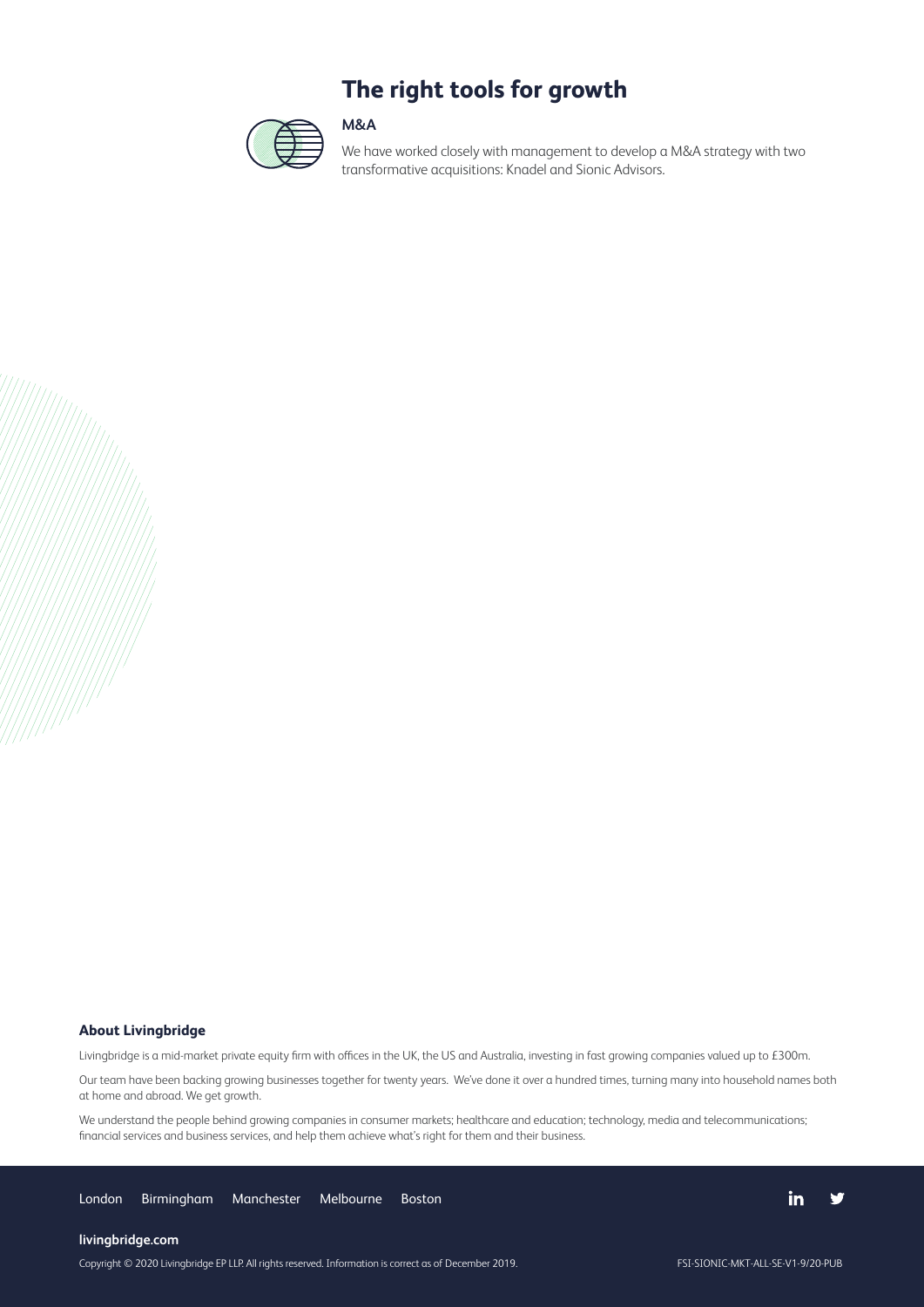## The right tools for growth

### M&A

We have worked closely with management to develop a M&A strategy with two transformative acquisitions: Knadel and Sionic Advisors.

### About Livingbridge

Livingbridge is a mid-market private equity firm with offices in the UK, the US and Australia, investing in fast growing companies valued up to £300m.

Our team have been backing growing businesses together for twenty years. We've done it over a hundred times, turning many into household names both at home and abroad. We get growth.

We understand the people behind growing companies in consumer markets; healthcare and education; technology, media and telecommunications; financial services and business services, and help them achieve what's right for them and their business.

London Birmingham Manchester Melbourne Boston

**livingbridge.com**

Copyright © 2020 Livingbridge EP LLP. All rights reserved. Information is correct as of December 2019.

FSI-SIONIC-MKT-ALL-SE-V1-9/20-PUB